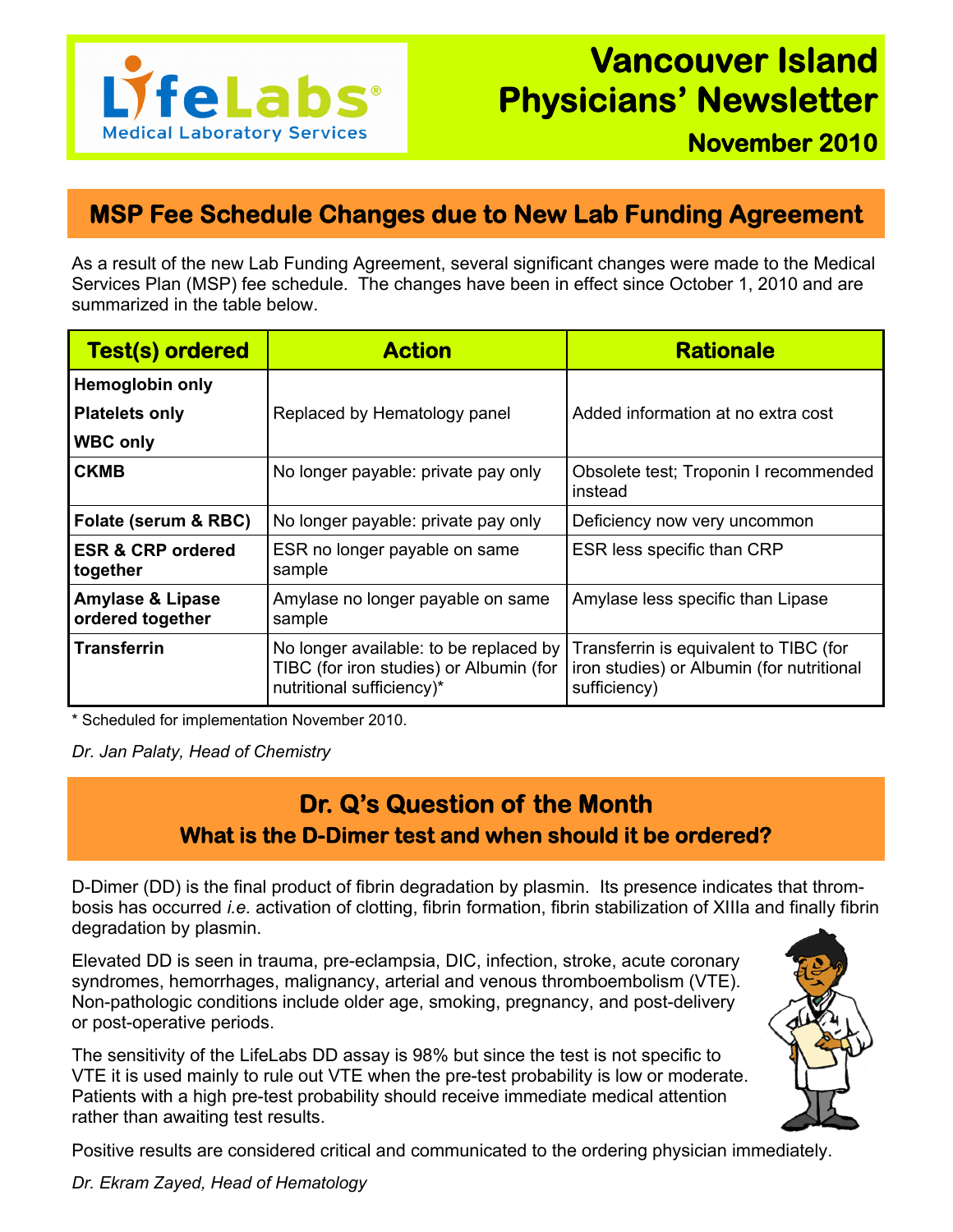# Vancouver Island Physicians' Newsletter

**November 2010**

LifeLabs® Medical Laboratory Services

## MSP Fee Schedule Changes due to New Lab Funding Agreement

As a result of the new Lab Funding Agreement, several significant changes were made to the Medical Services Plan (MSP) fee schedule. The changes have been in effect since October 1, 2010 and are summarized in the table below.

| Test(s) ordered | Action | Rationale |
|---|---|---|
| **Hemoglobin only**<br>**Platelets only**<br>**WBC only** | Replaced by Hematology panel | Added information at no extra cost |
| **CKMB** | No longer payable: private pay only | Obsolete test; Troponin I recommended instead |
| **Folate (serum & RBC)** | No longer payable: private pay only | Deficiency now very uncommon |
| **ESR & CRP ordered together** | ESR no longer payable on same sample | ESR less specific than CRP |
| **Amylase & Lipase ordered together** | Amylase no longer payable on same sample | Amylase less specific than Lipase |
| **Transferrin** | No longer available: to be replaced by TIBC (for iron studies) or Albumin (for nutritional sufficiency)* | Transferrin is equivalent to TIBC (for iron studies) or Albumin (for nutritional sufficiency) |

\* Scheduled for implementation November 2010.

*Dr. Jan Palaty, Head of Chemistry*

## Dr. Q's Question of the Month

### What is the D-Dimer test and when should it be ordered?

D-Dimer (DD) is the final product of fibrin degradation by plasmin. Its presence indicates that thrombosis has occurred *i.e.* activation of clotting, fibrin formation, fibrin stabilization of XIIIa and finally fibrin degradation by plasmin.

Elevated DD is seen in trauma, pre-eclampsia, DIC, infection, stroke, acute coronary syndromes, hemorrhages, malignancy, arterial and venous thromboembolism (VTE). Non-pathologic conditions include older age, smoking, pregnancy, and post-delivery or post-operative periods.

The sensitivity of the LifeLabs DD assay is 98% but since the test is not specific to VTE it is used mainly to rule out VTE when the pre-test probability is low or moderate. Patients with a high pre-test probability should receive immediate medical attention rather than awaiting test results.

Positive results are considered critical and communicated to the ordering physician immediately.

*Dr. Ekram Zayed, Head of Hematology*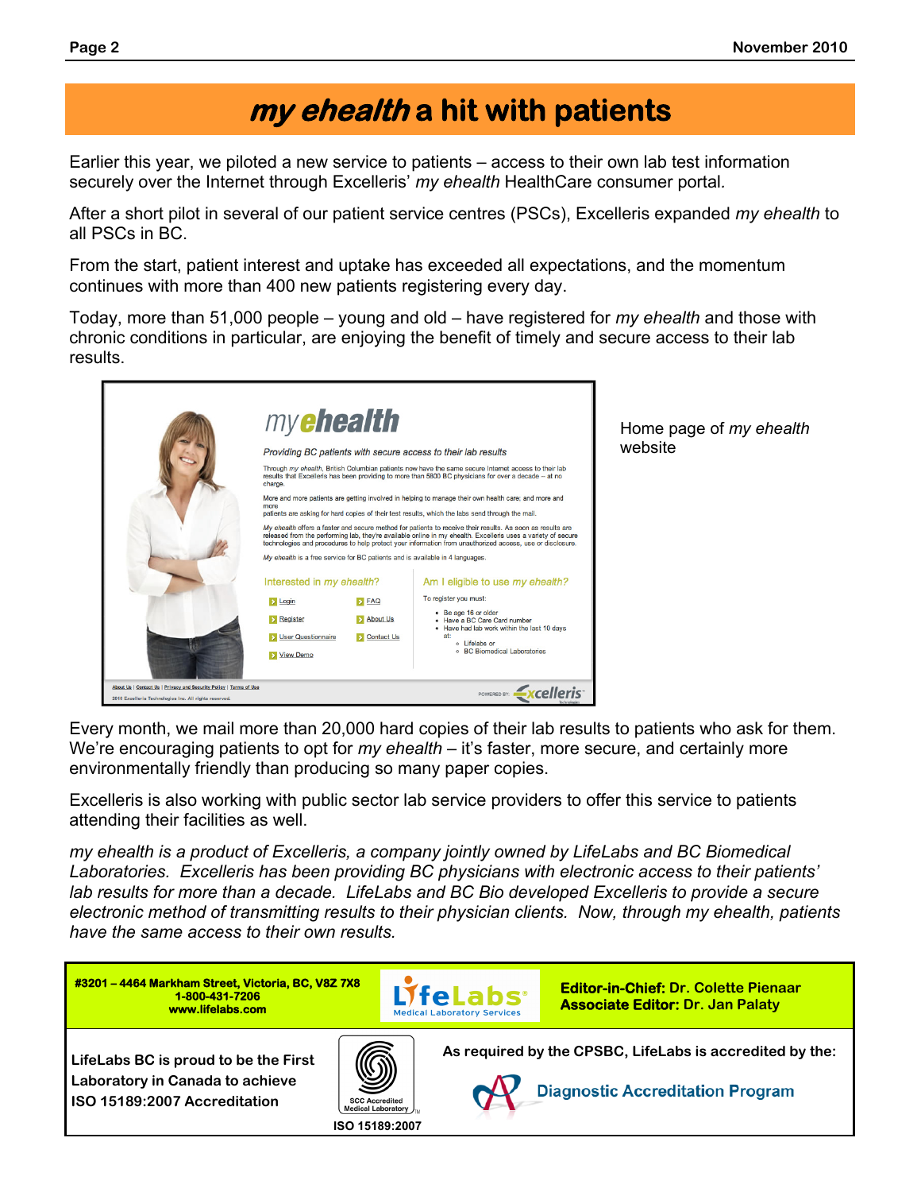# *my ehealth* a hit with patients

Earlier this year, we piloted a new service to patients – access to their own lab test information securely over the Internet through Excelleris' *my ehealth* HealthCare consumer portal.

After a short pilot in several of our patient service centres (PSCs), Excelleris expanded *my ehealth* to all PSCs in BC.

From the start, patient interest and uptake has exceeded all expectations, and the momentum continues with more than 400 new patients registering every day.

Today, more than 51,000 people – young and old – have registered for *my ehealth* and those with chronic conditions in particular, are enjoying the benefit of timely and secure access to their lab results.

Home page of *my ehealth* website

Every month, we mail more than 20,000 hard copies of their lab results to patients who ask for them. We're encouraging patients to opt for *my ehealth* – it's faster, more secure, and certainly more environmentally friendly than producing so many paper copies.

Excelleris is also working with public sector lab service providers to offer this service to patients attending their facilities as well.

*my ehealth is a product of Excelleris, a company jointly owned by LifeLabs and BC Biomedical Laboratories. Excelleris has been providing BC physicians with electronic access to their patients' lab results for more than a decade. LifeLabs and BC Bio developed Excelleris to provide a secure electronic method of transmitting results to their physician clients. Now, through my ehealth, patients have the same access to their own results.*

**#3201 – 4464 Markham Street, Victoria, BC, V8Z 7X8**
**1-800-431-7206**
**www.lifelabs.com**

LifeLabs Medical Laboratory Services

**Editor-in-Chief:** Dr. Colette Pienaar
**Associate Editor:** Dr. Jan Palaty

**LifeLabs BC is proud to be the First Laboratory in Canada to achieve ISO 15189:2007 Accreditation**

SCC Accredited Medical Laboratory
**ISO 15189:2007**

**As required by the CPSBC, LifeLabs is accredited by the:**

Diagnostic Accreditation Program